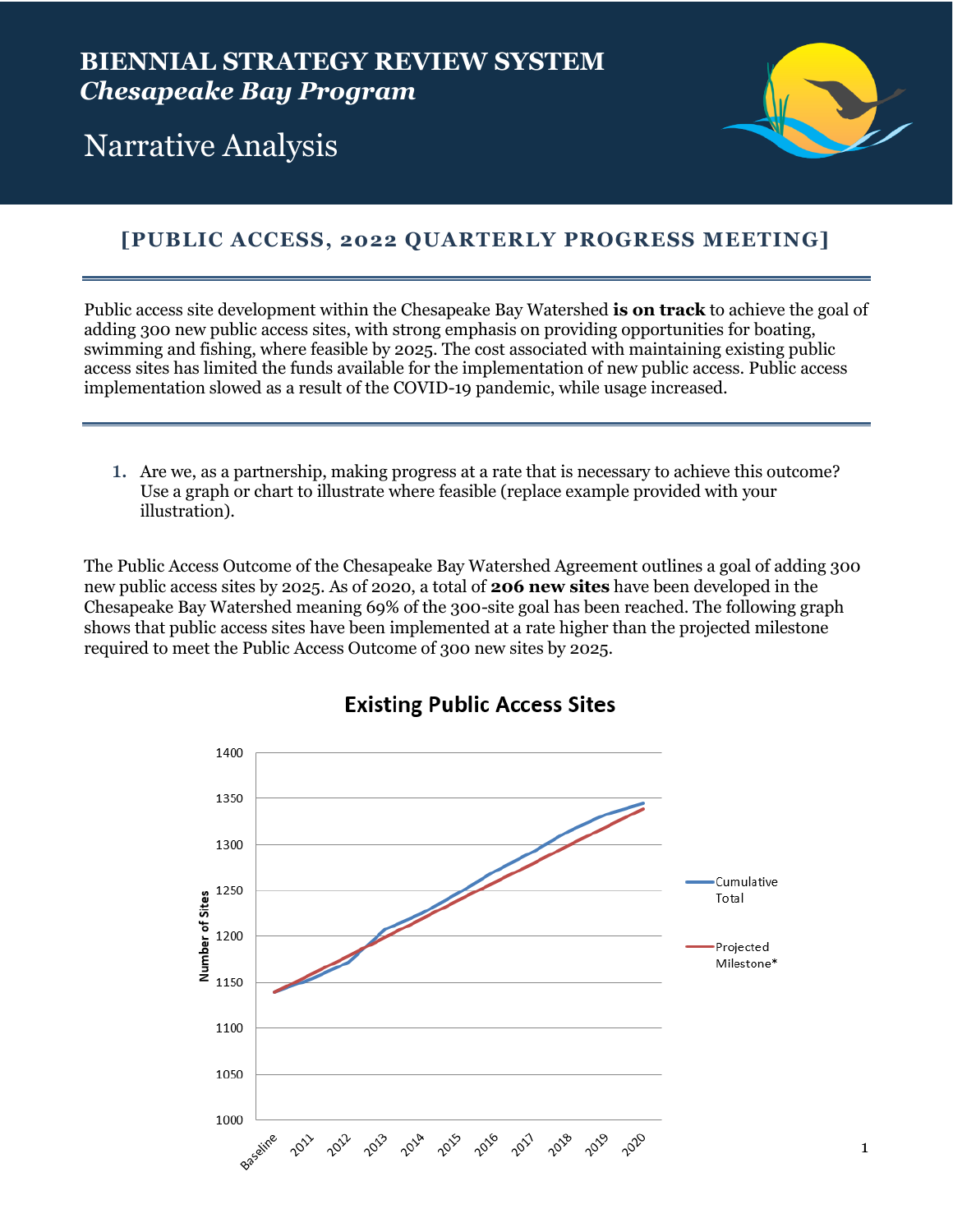# BIENNIAL STRATEGY REVIEW SYSTEM
## *Chesapeake Bay Program*

# Narrative Analysis

## [PUBLIC ACCESS, 2022 QUARTERLY PROGRESS MEETING]

Public access site development within the Chesapeake Bay Watershed **is on track** to achieve the goal of adding 300 new public access sites, with strong emphasis on providing opportunities for boating, swimming and fishing, where feasible by 2025. The cost associated with maintaining existing public access sites has limited the funds available for the implementation of new public access. Public access implementation slowed as a result of the COVID-19 pandemic, while usage increased.

1. Are we, as a partnership, making progress at a rate that is necessary to achieve this outcome? Use a graph or chart to illustrate where feasible (replace example provided with your illustration).

The Public Access Outcome of the Chesapeake Bay Watershed Agreement outlines a goal of adding 300 new public access sites by 2025. As of 2020, a total of **206 new sites** have been developed in the Chesapeake Bay Watershed meaning 69% of the 300-site goal has been reached. The following graph shows that public access sites have been implemented at a rate higher than the projected milestone required to meet the Public Access Outcome of 300 new sites by 2025.

**Existing Public Access Sites**

Number of Sites (y-axis: 1000–1400); x-axis: Baseline, 2011, 2012, 2013, 2014, 2015, 2016, 2017, 2018, 2019, 2020

Legend: Cumulative Total; Projected Milestone*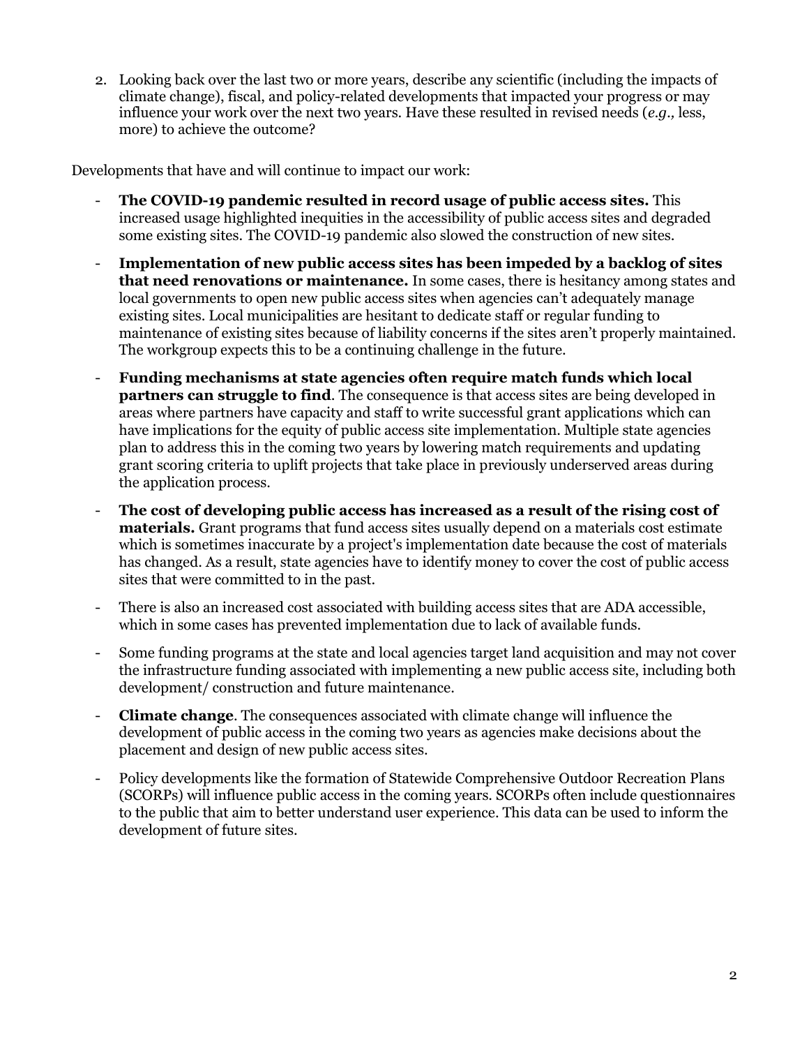2. Looking back over the last two or more years, describe any scientific (including the impacts of climate change), fiscal, and policy-related developments that impacted your progress or may influence your work over the next two years. Have these resulted in revised needs (*e.g.*, less, more) to achieve the outcome?

Developments that have and will continue to impact our work:

- **The COVID-19 pandemic resulted in record usage of public access sites.** This increased usage highlighted inequities in the accessibility of public access sites and degraded some existing sites. The COVID-19 pandemic also slowed the construction of new sites.
- **Implementation of new public access sites has been impeded by a backlog of sites that need renovations or maintenance.** In some cases, there is hesitancy among states and local governments to open new public access sites when agencies can't adequately manage existing sites. Local municipalities are hesitant to dedicate staff or regular funding to maintenance of existing sites because of liability concerns if the sites aren't properly maintained. The workgroup expects this to be a continuing challenge in the future.
- **Funding mechanisms at state agencies often require match funds which local partners can struggle to find**. The consequence is that access sites are being developed in areas where partners have capacity and staff to write successful grant applications which can have implications for the equity of public access site implementation. Multiple state agencies plan to address this in the coming two years by lowering match requirements and updating grant scoring criteria to uplift projects that take place in previously underserved areas during the application process.
- **The cost of developing public access has increased as a result of the rising cost of materials.** Grant programs that fund access sites usually depend on a materials cost estimate which is sometimes inaccurate by a project's implementation date because the cost of materials has changed. As a result, state agencies have to identify money to cover the cost of public access sites that were committed to in the past.
- There is also an increased cost associated with building access sites that are ADA accessible, which in some cases has prevented implementation due to lack of available funds.
- Some funding programs at the state and local agencies target land acquisition and may not cover the infrastructure funding associated with implementing a new public access site, including both development/ construction and future maintenance.
- **Climate change**. The consequences associated with climate change will influence the development of public access in the coming two years as agencies make decisions about the placement and design of new public access sites.
- Policy developments like the formation of Statewide Comprehensive Outdoor Recreation Plans (SCORPs) will influence public access in the coming years. SCORPs often include questionnaires to the public that aim to better understand user experience. This data can be used to inform the development of future sites.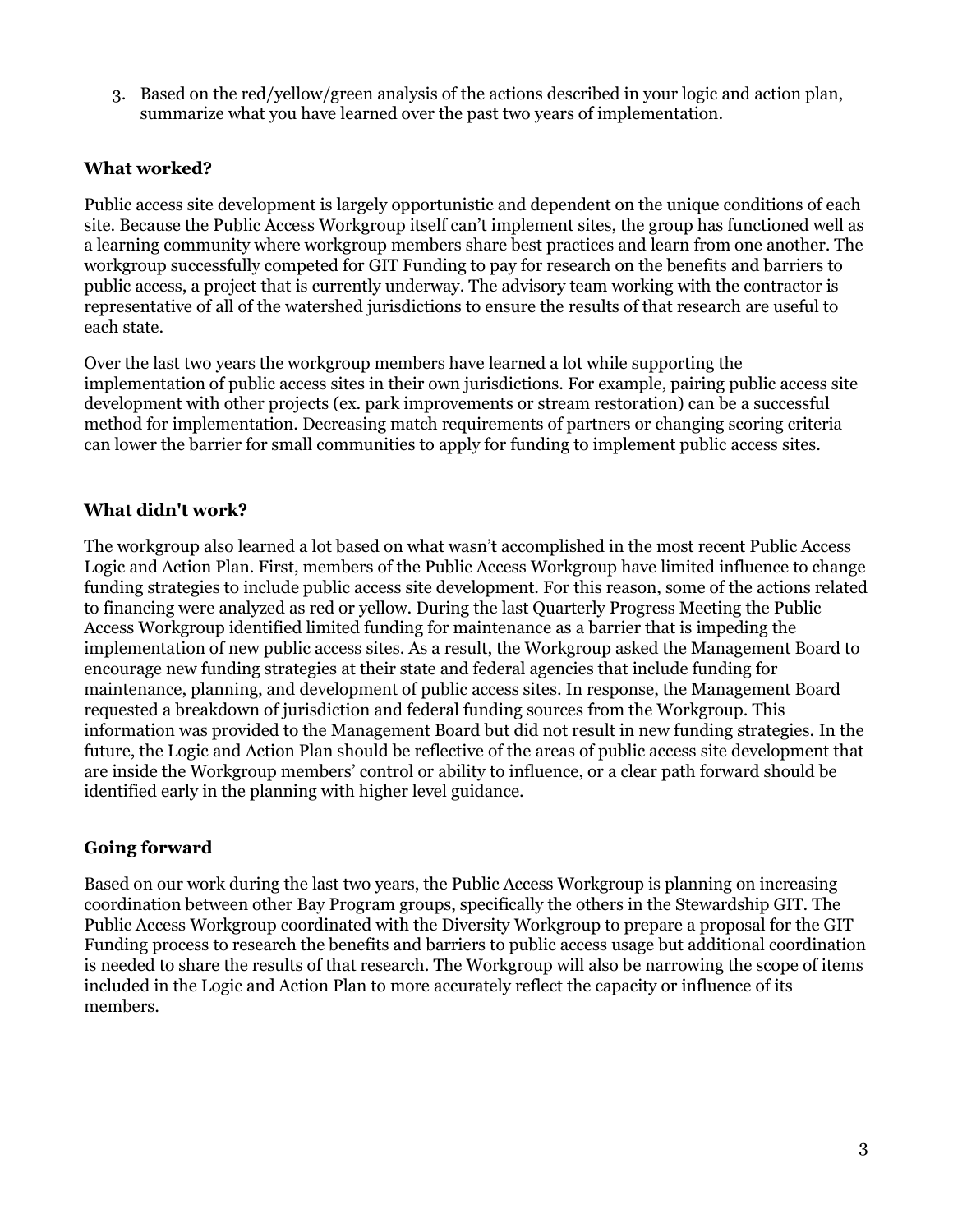3. Based on the red/yellow/green analysis of the actions described in your logic and action plan, summarize what you have learned over the past two years of implementation.

**What worked?**

Public access site development is largely opportunistic and dependent on the unique conditions of each site. Because the Public Access Workgroup itself can't implement sites, the group has functioned well as a learning community where workgroup members share best practices and learn from one another. The workgroup successfully competed for GIT Funding to pay for research on the benefits and barriers to public access, a project that is currently underway. The advisory team working with the contractor is representative of all of the watershed jurisdictions to ensure the results of that research are useful to each state.

Over the last two years the workgroup members have learned a lot while supporting the implementation of public access sites in their own jurisdictions. For example, pairing public access site development with other projects (ex. park improvements or stream restoration) can be a successful method for implementation. Decreasing match requirements of partners or changing scoring criteria can lower the barrier for small communities to apply for funding to implement public access sites.

**What didn't work?**

The workgroup also learned a lot based on what wasn't accomplished in the most recent Public Access Logic and Action Plan. First, members of the Public Access Workgroup have limited influence to change funding strategies to include public access site development. For this reason, some of the actions related to financing were analyzed as red or yellow. During the last Quarterly Progress Meeting the Public Access Workgroup identified limited funding for maintenance as a barrier that is impeding the implementation of new public access sites. As a result, the Workgroup asked the Management Board to encourage new funding strategies at their state and federal agencies that include funding for maintenance, planning, and development of public access sites. In response, the Management Board requested a breakdown of jurisdiction and federal funding sources from the Workgroup. This information was provided to the Management Board but did not result in new funding strategies. In the future, the Logic and Action Plan should be reflective of the areas of public access site development that are inside the Workgroup members' control or ability to influence, or a clear path forward should be identified early in the planning with higher level guidance.

**Going forward**

Based on our work during the last two years, the Public Access Workgroup is planning on increasing coordination between other Bay Program groups, specifically the others in the Stewardship GIT. The Public Access Workgroup coordinated with the Diversity Workgroup to prepare a proposal for the GIT Funding process to research the benefits and barriers to public access usage but additional coordination is needed to share the results of that research. The Workgroup will also be narrowing the scope of items included in the Logic and Action Plan to more accurately reflect the capacity or influence of its members.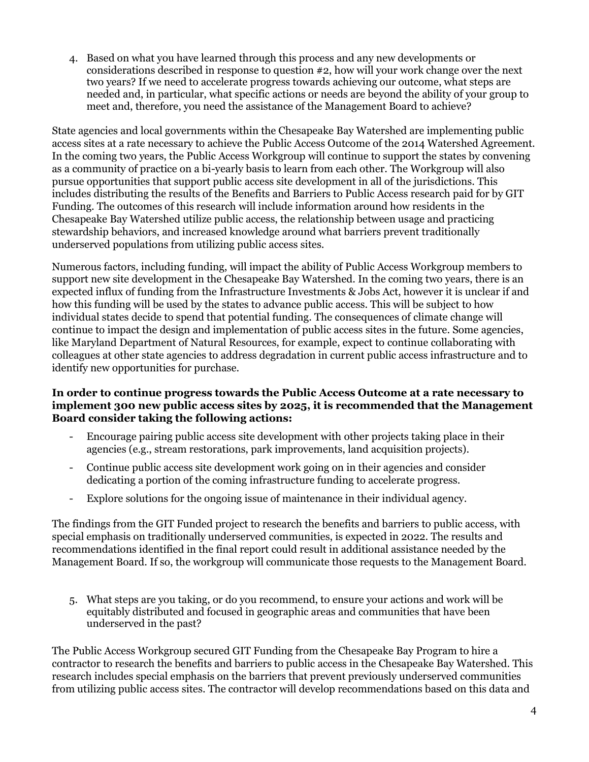4. Based on what you have learned through this process and any new developments or considerations described in response to question #2, how will your work change over the next two years? If we need to accelerate progress towards achieving our outcome, what steps are needed and, in particular, what specific actions or needs are beyond the ability of your group to meet and, therefore, you need the assistance of the Management Board to achieve?

State agencies and local governments within the Chesapeake Bay Watershed are implementing public access sites at a rate necessary to achieve the Public Access Outcome of the 2014 Watershed Agreement. In the coming two years, the Public Access Workgroup will continue to support the states by convening as a community of practice on a bi-yearly basis to learn from each other. The Workgroup will also pursue opportunities that support public access site development in all of the jurisdictions. This includes distributing the results of the Benefits and Barriers to Public Access research paid for by GIT Funding. The outcomes of this research will include information around how residents in the Chesapeake Bay Watershed utilize public access, the relationship between usage and practicing stewardship behaviors, and increased knowledge around what barriers prevent traditionally underserved populations from utilizing public access sites.

Numerous factors, including funding, will impact the ability of Public Access Workgroup members to support new site development in the Chesapeake Bay Watershed. In the coming two years, there is an expected influx of funding from the Infrastructure Investments & Jobs Act, however it is unclear if and how this funding will be used by the states to advance public access. This will be subject to how individual states decide to spend that potential funding. The consequences of climate change will continue to impact the design and implementation of public access sites in the future. Some agencies, like Maryland Department of Natural Resources, for example, expect to continue collaborating with colleagues at other state agencies to address degradation in current public access infrastructure and to identify new opportunities for purchase.

**In order to continue progress towards the Public Access Outcome at a rate necessary to implement 300 new public access sites by 2025, it is recommended that the Management Board consider taking the following actions:**

- Encourage pairing public access site development with other projects taking place in their agencies (e.g., stream restorations, park improvements, land acquisition projects).
- Continue public access site development work going on in their agencies and consider dedicating a portion of the coming infrastructure funding to accelerate progress.
- Explore solutions for the ongoing issue of maintenance in their individual agency.

The findings from the GIT Funded project to research the benefits and barriers to public access, with special emphasis on traditionally underserved communities, is expected in 2022. The results and recommendations identified in the final report could result in additional assistance needed by the Management Board. If so, the workgroup will communicate those requests to the Management Board.

5. What steps are you taking, or do you recommend, to ensure your actions and work will be equitably distributed and focused in geographic areas and communities that have been underserved in the past?

The Public Access Workgroup secured GIT Funding from the Chesapeake Bay Program to hire a contractor to research the benefits and barriers to public access in the Chesapeake Bay Watershed. This research includes special emphasis on the barriers that prevent previously underserved communities from utilizing public access sites. The contractor will develop recommendations based on this data and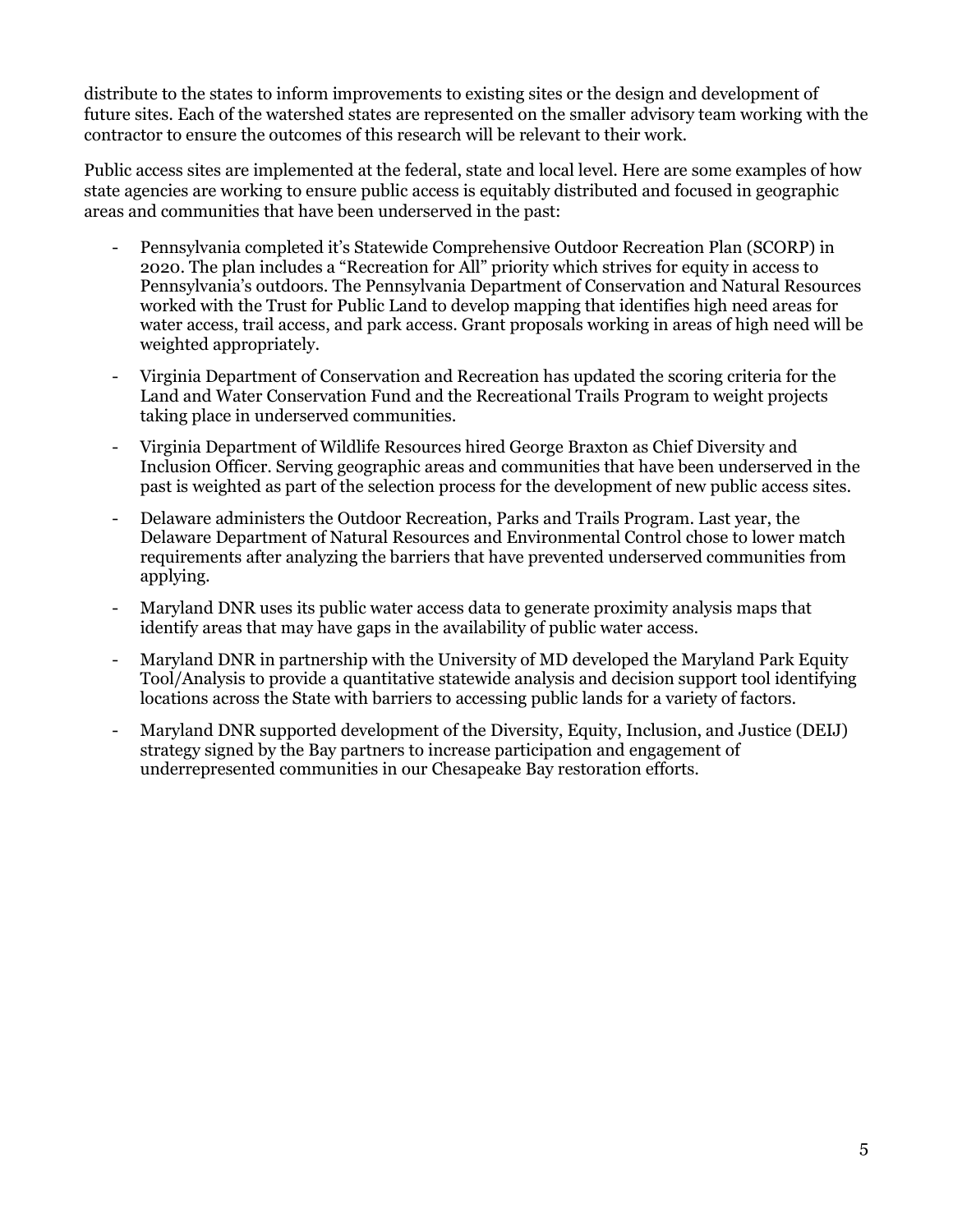distribute to the states to inform improvements to existing sites or the design and development of future sites. Each of the watershed states are represented on the smaller advisory team working with the contractor to ensure the outcomes of this research will be relevant to their work.

Public access sites are implemented at the federal, state and local level. Here are some examples of how state agencies are working to ensure public access is equitably distributed and focused in geographic areas and communities that have been underserved in the past:

- Pennsylvania completed it's Statewide Comprehensive Outdoor Recreation Plan (SCORP) in 2020. The plan includes a "Recreation for All" priority which strives for equity in access to Pennsylvania's outdoors. The Pennsylvania Department of Conservation and Natural Resources worked with the Trust for Public Land to develop mapping that identifies high need areas for water access, trail access, and park access. Grant proposals working in areas of high need will be weighted appropriately.
- Virginia Department of Conservation and Recreation has updated the scoring criteria for the Land and Water Conservation Fund and the Recreational Trails Program to weight projects taking place in underserved communities.
- Virginia Department of Wildlife Resources hired George Braxton as Chief Diversity and Inclusion Officer. Serving geographic areas and communities that have been underserved in the past is weighted as part of the selection process for the development of new public access sites.
- Delaware administers the Outdoor Recreation, Parks and Trails Program. Last year, the Delaware Department of Natural Resources and Environmental Control chose to lower match requirements after analyzing the barriers that have prevented underserved communities from applying.
- Maryland DNR uses its public water access data to generate proximity analysis maps that identify areas that may have gaps in the availability of public water access.
- Maryland DNR in partnership with the University of MD developed the Maryland Park Equity Tool/Analysis to provide a quantitative statewide analysis and decision support tool identifying locations across the State with barriers to accessing public lands for a variety of factors.
- Maryland DNR supported development of the Diversity, Equity, Inclusion, and Justice (DEIJ) strategy signed by the Bay partners to increase participation and engagement of underrepresented communities in our Chesapeake Bay restoration efforts.